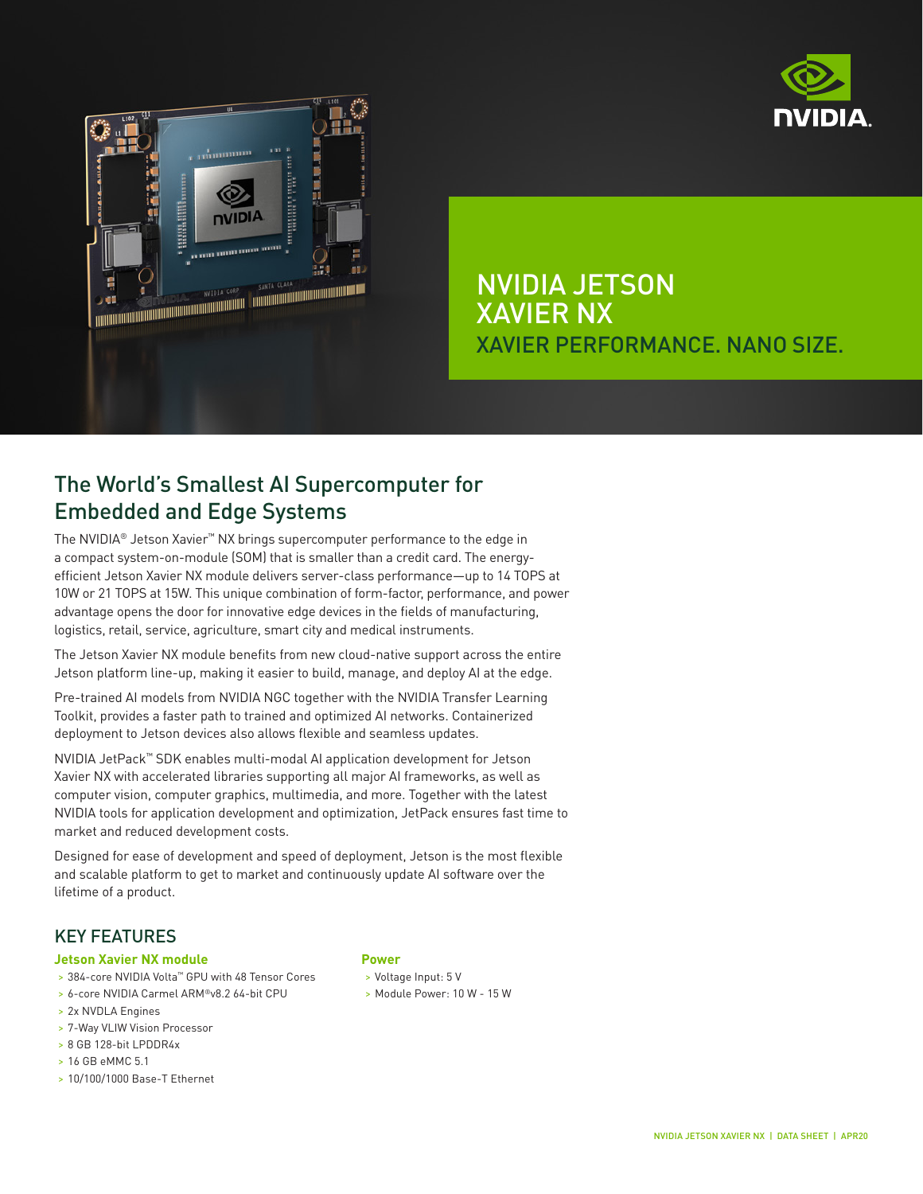# NVIDIA JETSON XAVIER NX

## XAVIER PERFORMANCE. NANO SIZE.

## The World's Smallest AI Supercomputer for Embedded and Edge Systems

The NVIDIA® Jetson Xavier™ NX brings supercomputer performance to the edge in a compact system-on-module (SOM) that is smaller than a credit card. The energy-efficient Jetson Xavier NX module delivers server-class performance—up to 14 TOPS at 10W or 21 TOPS at 15W. This unique combination of form-factor, performance, and power advantage opens the door for innovative edge devices in the fields of manufacturing, logistics, retail, service, agriculture, smart city and medical instruments.

The Jetson Xavier NX module benefits from new cloud-native support across the entire Jetson platform line-up, making it easier to build, manage, and deploy AI at the edge.

Pre-trained AI models from NVIDIA NGC together with the NVIDIA Transfer Learning Toolkit, provides a faster path to trained and optimized AI networks. Containerized deployment to Jetson devices also allows flexible and seamless updates.

NVIDIA JetPack™ SDK enables multi-modal AI application development for Jetson Xavier NX with accelerated libraries supporting all major AI frameworks, as well as computer vision, computer graphics, multimedia, and more. Together with the latest NVIDIA tools for application development and optimization, JetPack ensures fast time to market and reduced development costs.

Designed for ease of development and speed of deployment, Jetson is the most flexible and scalable platform to get to market and continuously update AI software over the lifetime of a product.

## KEY FEATURES

### Jetson Xavier NX module

- 384-core NVIDIA Volta™ GPU with 48 Tensor Cores
- 6-core NVIDIA Carmel ARM®v8.2 64-bit CPU
- 2x NVDLA Engines
- 7-Way VLIW Vision Processor
- 8 GB 128-bit LPDDR4x
- 16 GB eMMC 5.1
- 10/100/1000 Base-T Ethernet

### Power

- Voltage Input: 5 V
- Module Power: 10 W - 15 W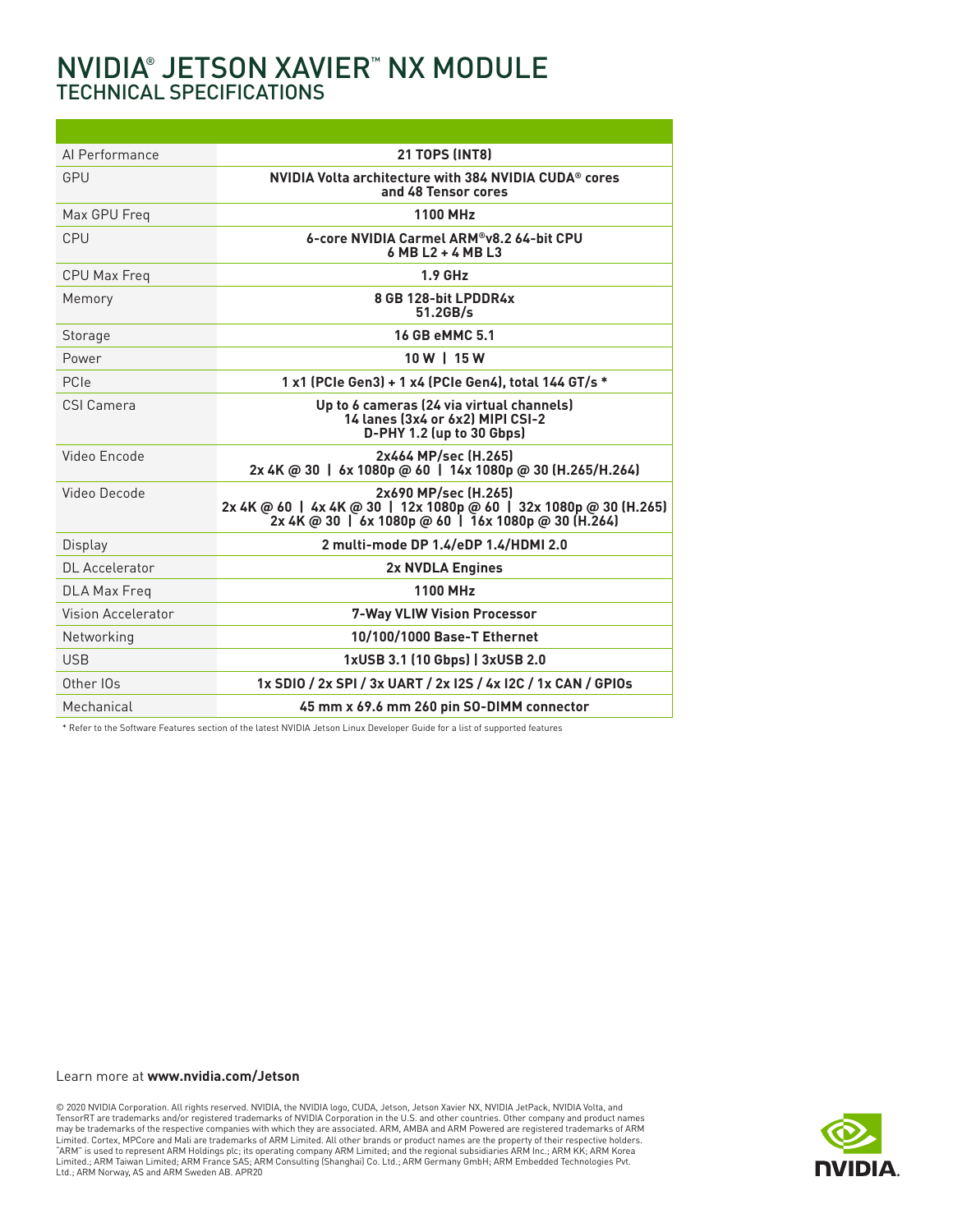# NVIDIA® JETSON XAVIER™ NX MODULE

## TECHNICAL SPECIFICATIONS

| | |
|---|---|
| AI Performance | **21 TOPS (INT8)** |
| GPU | **NVIDIA Volta architecture with 384 NVIDIA CUDA® cores and 48 Tensor cores** |
| Max GPU Freq | **1100 MHz** |
| CPU | **6-core NVIDIA Carmel ARM®v8.2 64-bit CPU 6 MB L2 + 4 MB L3** |
| CPU Max Freq | **1.9 GHz** |
| Memory | **8 GB 128-bit LPDDR4x 51.2GB/s** |
| Storage | **16 GB eMMC 5.1** |
| Power | **10 W \| 15 W** |
| PCIe | **1 x1 (PCIe Gen3) + 1 x4 (PCIe Gen4), total 144 GT/s *** |
| CSI Camera | **Up to 6 cameras (24 via virtual channels) 14 lanes (3x4 or 6x2) MIPI CSI-2 D-PHY 1.2 (up to 30 Gbps)** |
| Video Encode | **2x464 MP/sec (H.265) 2x 4K @ 30 \| 6x 1080p @ 60 \| 14x 1080p @ 30 (H.265/H.264)** |
| Video Decode | **2x690 MP/sec (H.265) 2x 4K @ 60 \| 4x 4K @ 30 \| 12x 1080p @ 60 \| 32x 1080p @ 30 (H.265) 2x 4K @ 30 \| 6x 1080p @ 60 \| 16x 1080p @ 30 (H.264)** |
| Display | **2 multi-mode DP 1.4/eDP 1.4/HDMI 2.0** |
| DL Accelerator | **2x NVDLA Engines** |
| DLA Max Freq | **1100 MHz** |
| Vision Accelerator | **7-Way VLIW Vision Processor** |
| Networking | **10/100/1000 Base-T Ethernet** |
| USB | **1xUSB 3.1 (10 Gbps) \| 3xUSB 2.0** |
| Other IOs | **1x SDIO / 2x SPI / 3x UART / 2x I2S / 4x I2C / 1x CAN / GPIOs** |
| Mechanical | **45 mm x 69.6 mm 260 pin SO-DIMM connector** |

* Refer to the Software Features section of the latest NVIDIA Jetson Linux Developer Guide for a list of supported features

Learn more at **www.nvidia.com/Jetson**

© 2020 NVIDIA Corporation. All rights reserved. NVIDIA, the NVIDIA logo, CUDA, Jetson, Jetson Xavier NX, NVIDIA JetPack, NVIDIA Volta, and TensorRT are trademarks and/or registered trademarks of NVIDIA Corporation in the U.S. and other countries. Other company and product names may be trademarks of the respective companies with which they are associated. ARM, AMBA and ARM Powered are registered trademarks of ARM Limited. Cortex, MPCore and Mali are trademarks of ARM Limited. All other brands or product names are the property of their respective holders. "ARM" is used to represent ARM Holdings plc; its operating company ARM Limited; and the regional subsidiaries ARM Inc.; ARM KK; ARM Korea Limited.; ARM Taiwan Limited; ARM France SAS; ARM Consulting (Shanghai) Co. Ltd.; ARM Germany GmbH; ARM Embedded Technologies Pvt. Ltd.; ARM Norway, AS and ARM Sweden AB. APR20